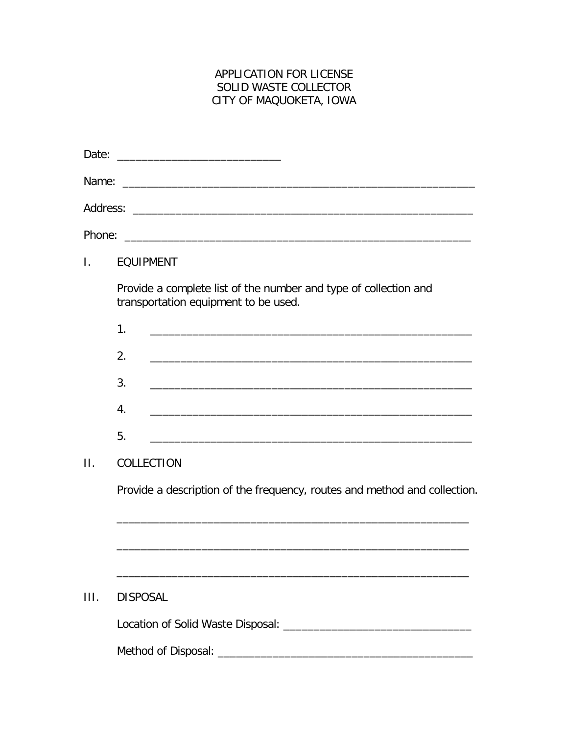# APPLICATION FOR LICENSE
# SOLID WASTE COLLECTOR
# CITY OF MAQUOKETA, IOWA

Date: ___________________________

Name: ____________________________________________________________

Address: __________________________________________________________

Phone: ___________________________________________________________

## I. EQUIPMENT

Provide a complete list of the number and type of collection and transportation equipment to be used.

1. ______________________________________________________
2. ______________________________________________________
3. ______________________________________________________
4. ______________________________________________________
5. ______________________________________________________

## II. COLLECTION

Provide a description of the frequency, routes and method and collection.

___________________________________________________________

___________________________________________________________

___________________________________________________________

## III. DISPOSAL

Location of Solid Waste Disposal: ________________________________

Method of Disposal: ___________________________________________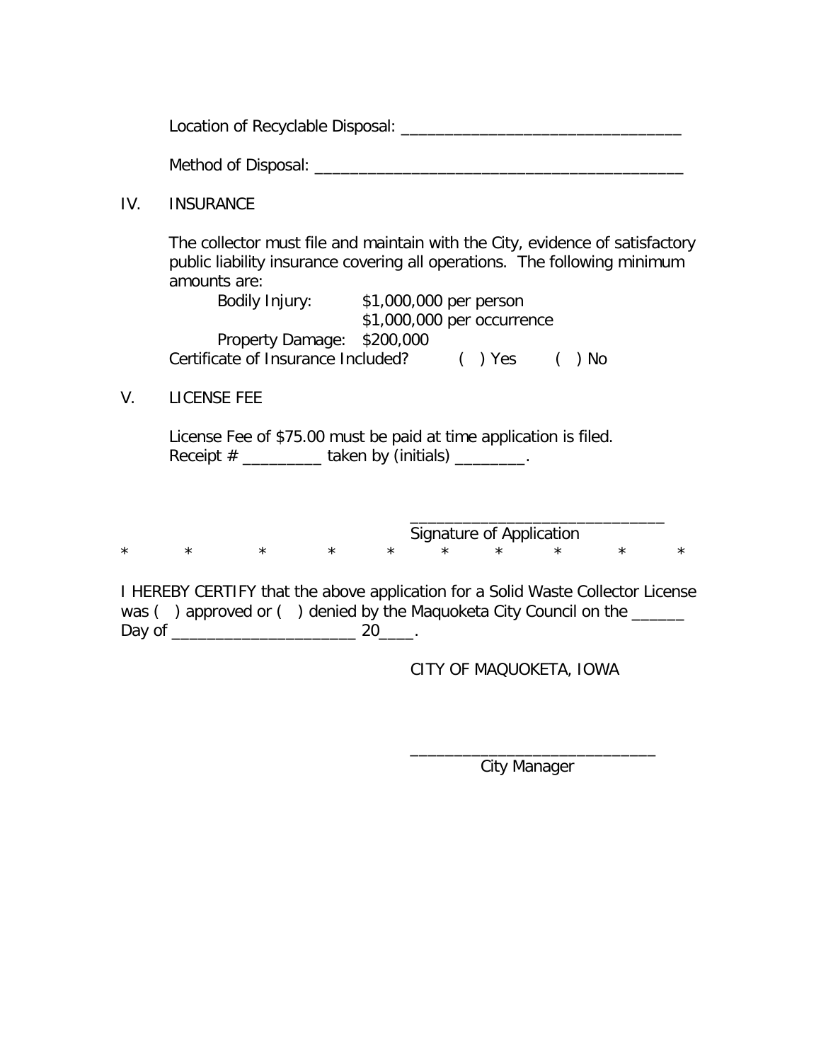Location of Recyclable Disposal: ________________________________

Method of Disposal: __________________________________________

IV. INSURANCE

The collector must file and maintain with the City, evidence of satisfactory public liability insurance covering all operations. The following minimum amounts are:

Bodily Injury: $1,000,000 per person
$1,000,000 per occurrence

Property Damage: $200,000

Certificate of Insurance Included? ( ) Yes ( ) No

V. LICENSE FEE

License Fee of $75.00 must be paid at time application is filed.
Receipt # _________ taken by (initials) ________.

_____________________________
Signature of Application

* * * * * * * * * *

I HEREBY CERTIFY that the above application for a Solid Waste Collector License was ( ) approved or ( ) denied by the Maquoketa City Council on the ______ Day of _____________________ 20____.

CITY OF MAQUOKETA, IOWA

____________________________
City Manager